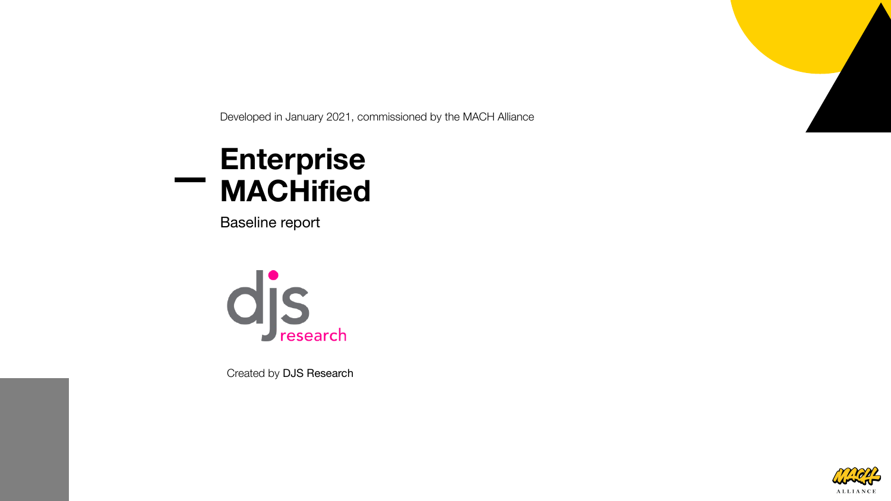Developed in January 2021, commissioned by the MACH Alliance

# Enterprise MACHified

Baseline report

Created by DJS Research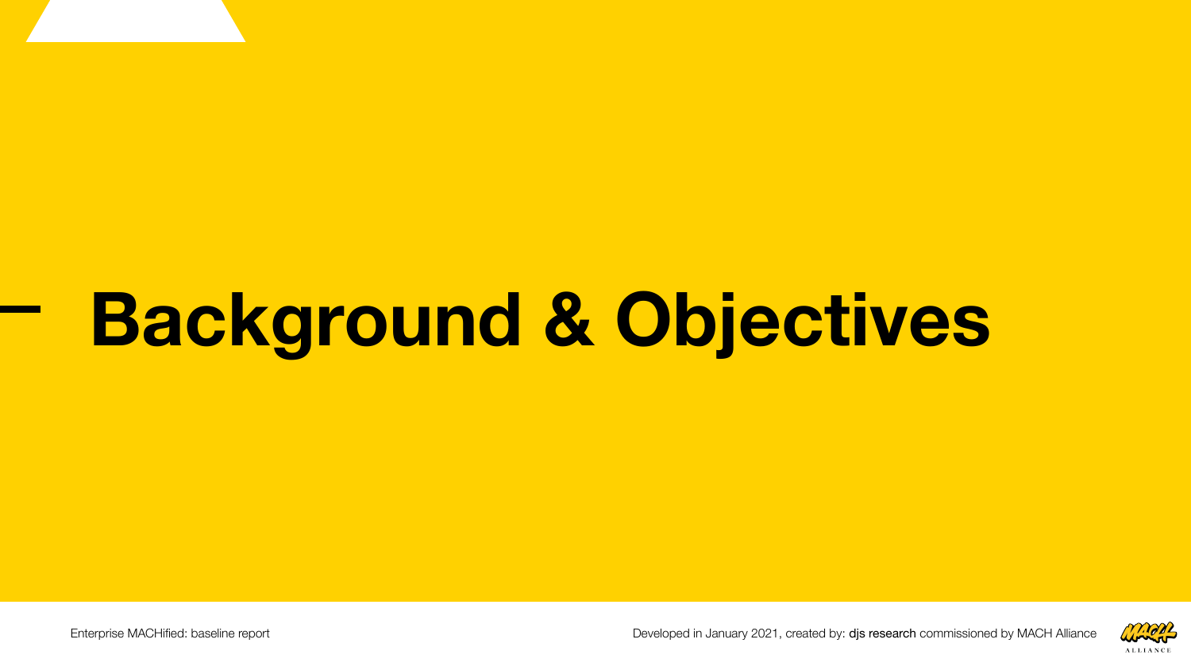# Background & Objectives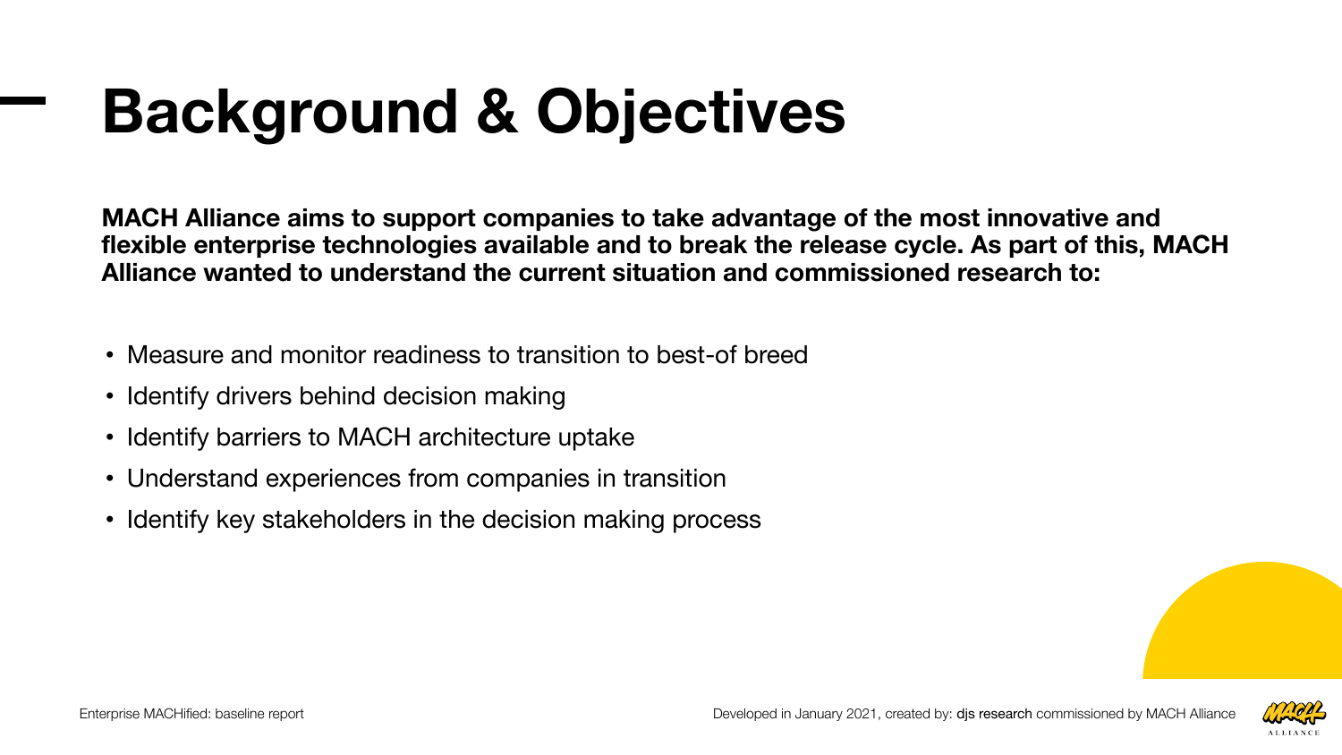# Background & Objectives

**MACH Alliance aims to support companies to take advantage of the most innovative and flexible enterprise technologies available and to break the release cycle. As part of this, MACH Alliance wanted to understand the current situation and commissioned research to:**

- Measure and monitor readiness to transition to best-of breed
- Identify drivers behind decision making
- Identify barriers to MACH architecture uptake
- Understand experiences from companies in transition
- Identify key stakeholders in the decision making process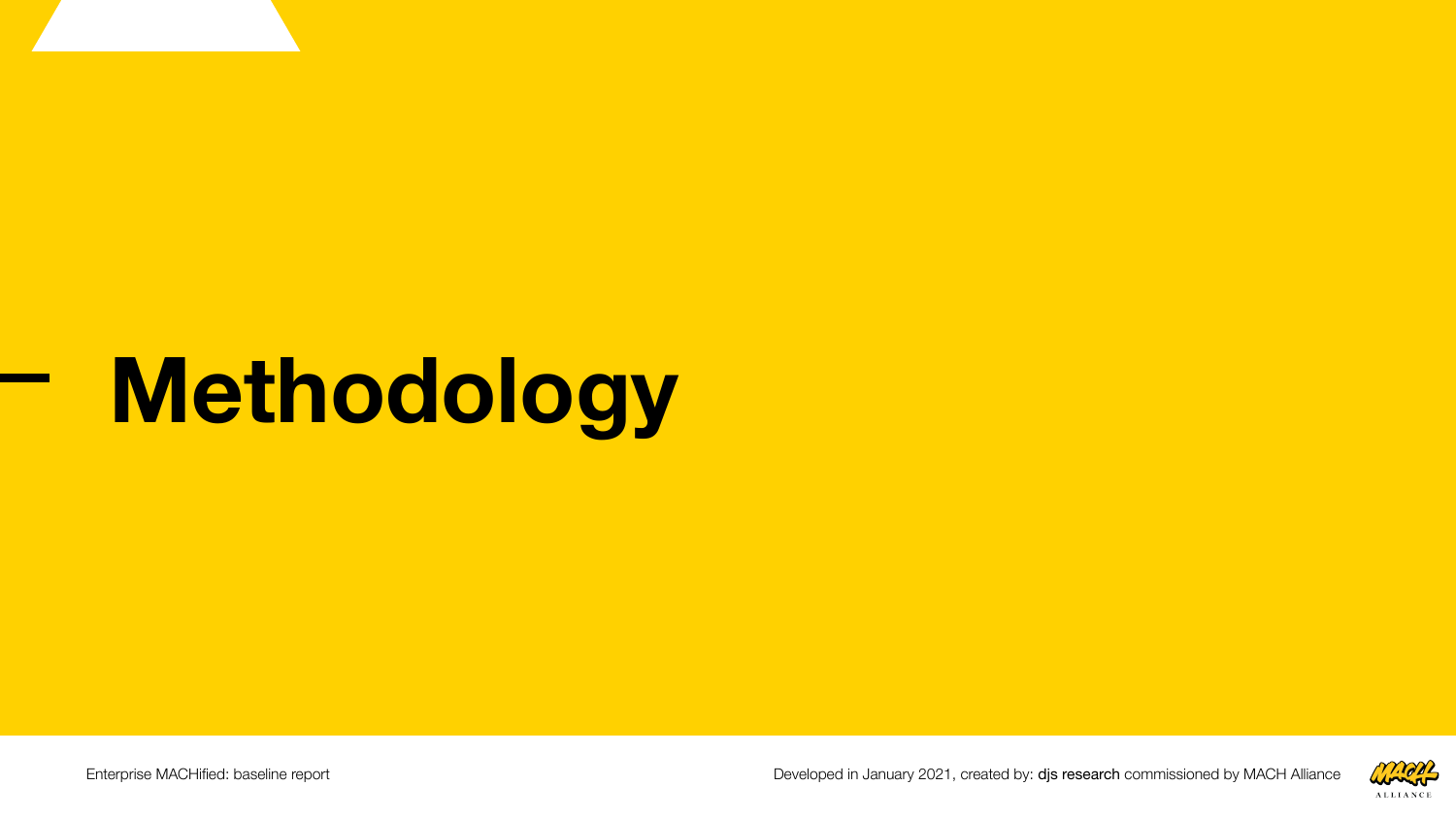# Methodology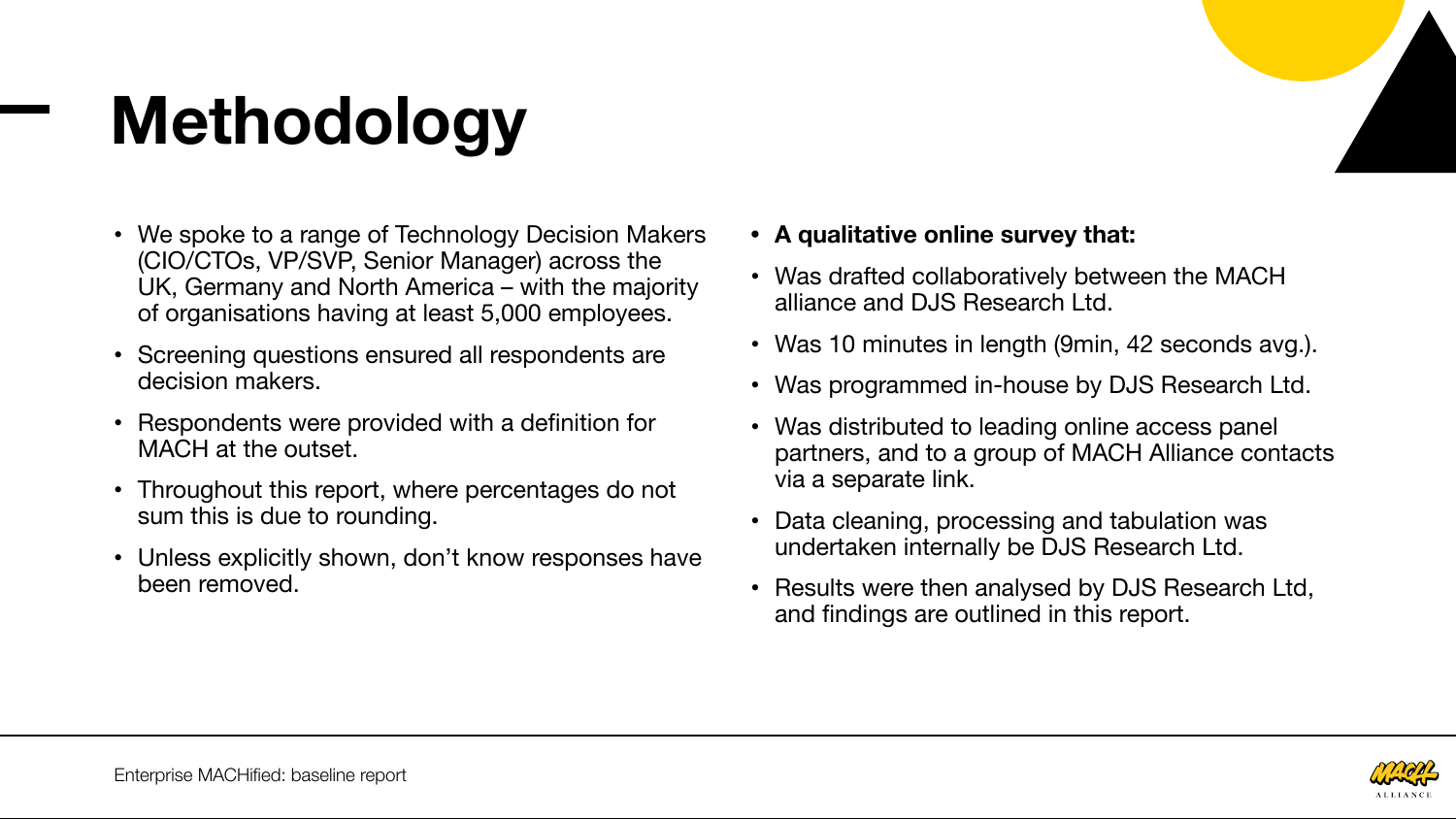# Methodology

- We spoke to a range of Technology Decision Makers (CIO/CTOs, VP/SVP, Senior Manager) across the UK, Germany and North America – with the majority of organisations having at least 5,000 employees.
- Screening questions ensured all respondents are decision makers.
- Respondents were provided with a definition for MACH at the outset.
- Throughout this report, where percentages do not sum this is due to rounding.
- Unless explicitly shown, don't know responses have been removed.

- **A qualitative online survey that:**
- Was drafted collaboratively between the MACH alliance and DJS Research Ltd.
- Was 10 minutes in length (9min, 42 seconds avg.).
- Was programmed in-house by DJS Research Ltd.
- Was distributed to leading online access panel partners, and to a group of MACH Alliance contacts via a separate link.
- Data cleaning, processing and tabulation was undertaken internally be DJS Research Ltd.
- Results were then analysed by DJS Research Ltd, and findings are outlined in this report.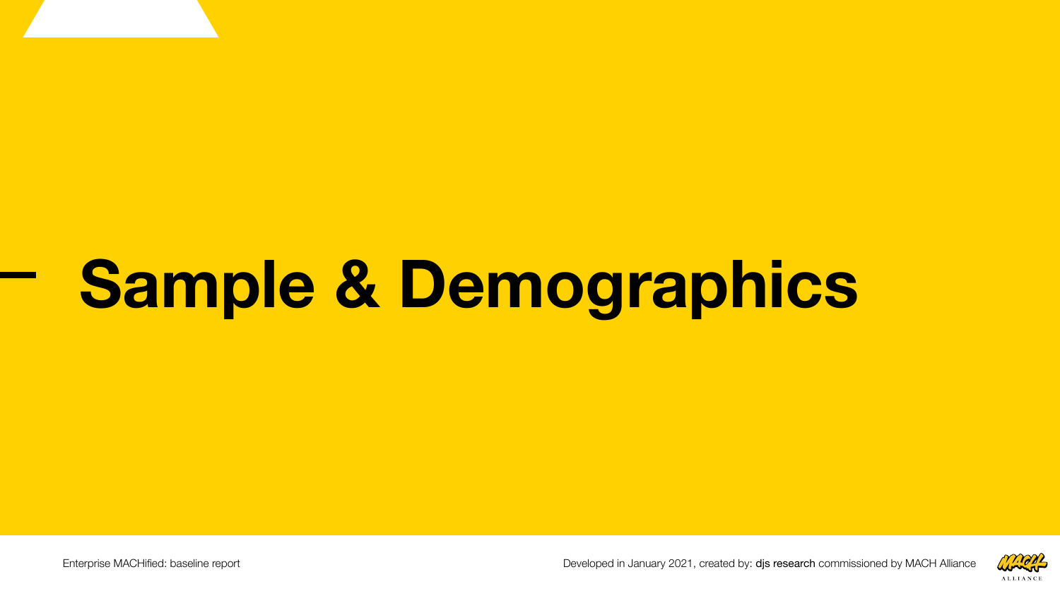# Sample & Demographics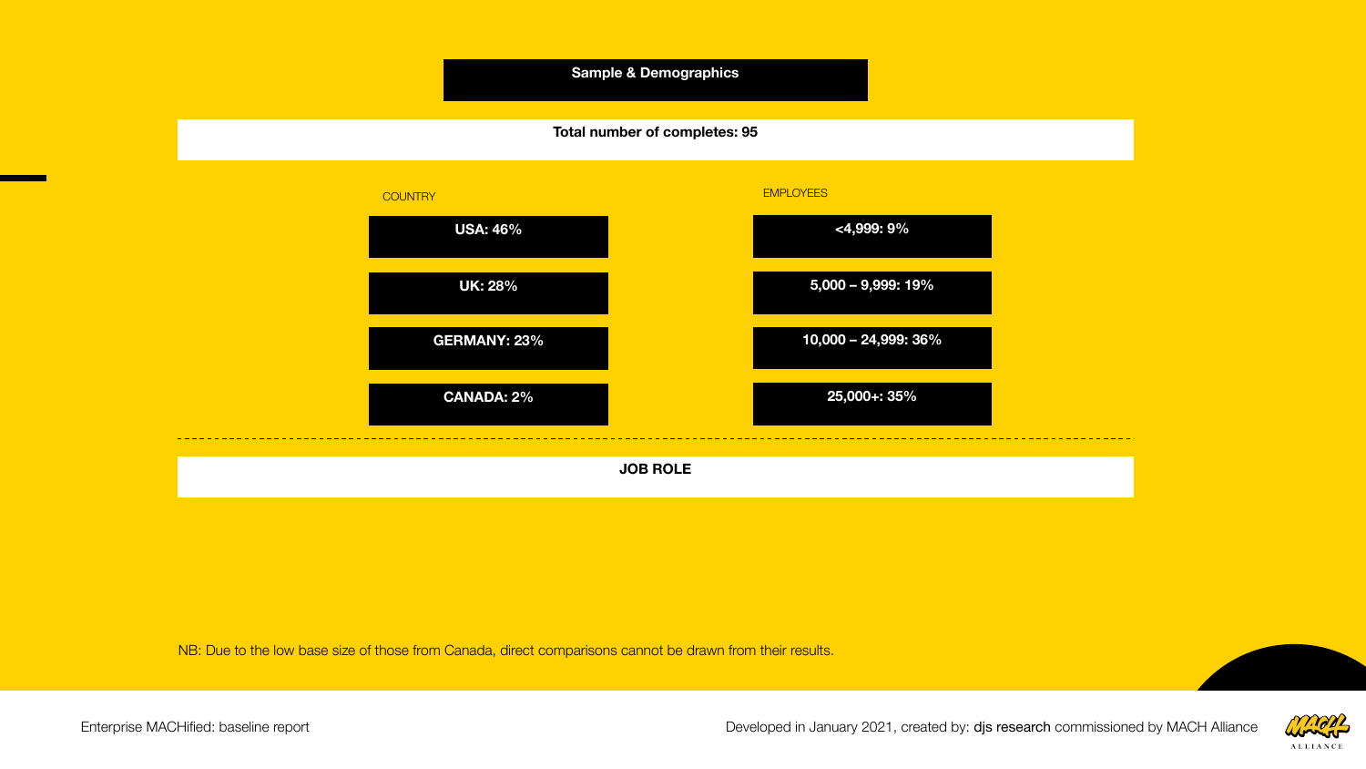## Sample & Demographics

**Total number of completes: 95**

| COUNTRY | EMPLOYEES |
| --- | --- |
| **USA: 46%** | **<4,999: 9%** |
| **UK: 28%** | **5,000 – 9,999: 19%** |
| **GERMANY: 23%** | **10,000 – 24,999: 36%** |
| **CANADA: 2%** | **25,000+: 35%** |

**JOB ROLE**

NB: Due to the low base size of those from Canada, direct comparisons cannot be drawn from their results.

Enterprise MACHified: baseline report

Developed in January 2021, created by: djs research commissioned by MACH Alliance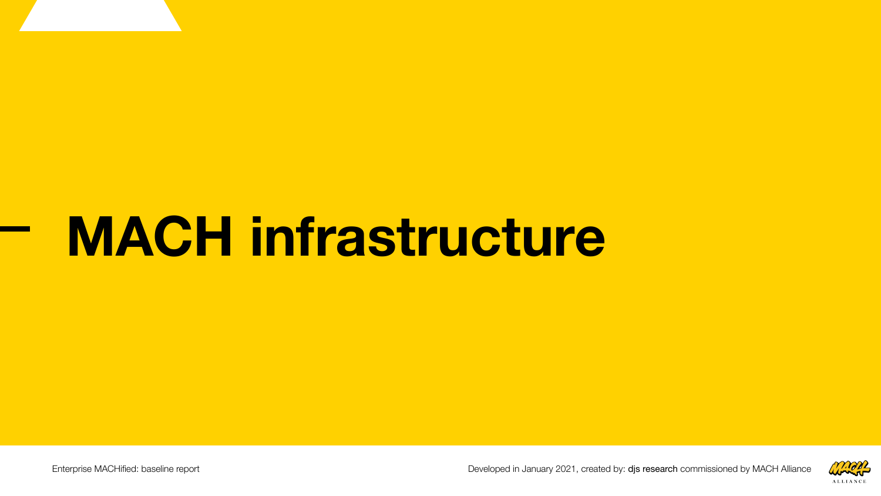# MACH infrastructure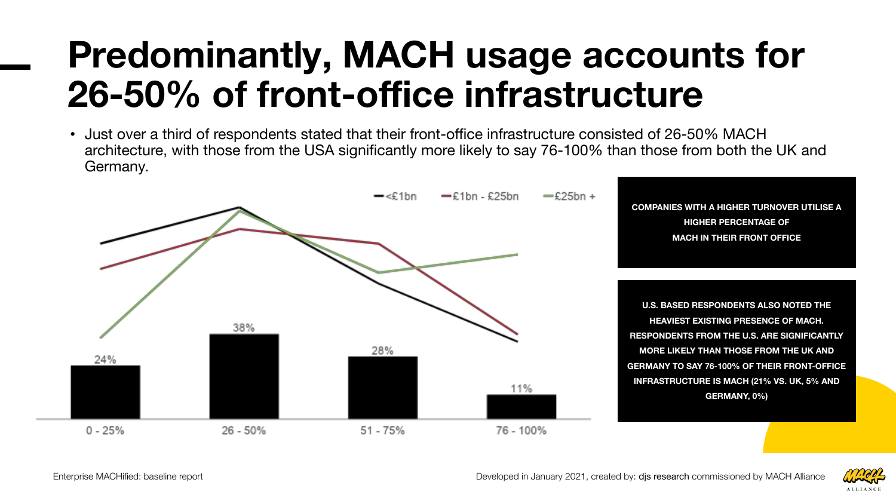# Predominantly, MACH usage accounts for 26-50% of front-office infrastructure

- Just over a third of respondents stated that their front-office infrastructure consisted of 26-50% MACH architecture, with those from the USA significantly more likely to say 76-100% than those from both the UK and Germany.

| | 0 - 25% | 26 - 50% | 51 - 75% | 76 - 100% |
|---|---|---|---|---|
| All respondents | 24% | 38% | 28% | 11% |

Legend: <£1bn, £1bn - £25bn, £25bn +

**COMPANIES WITH A HIGHER TURNOVER UTILISE A HIGHER PERCENTAGE OF MACH IN THEIR FRONT OFFICE**

**U.S. BASED RESPONDENTS ALSO NOTED THE HEAVIEST EXISTING PRESENCE OF MACH. RESPONDENTS FROM THE U.S. ARE SIGNIFICANTLY MORE LIKELY THAN THOSE FROM THE UK AND GERMANY TO SAY 76-100% OF THEIR FRONT-OFFICE INFRASTRUCTURE IS MACH (21% VS. UK, 5% AND GERMANY, 0%)**

Enterprise MACHified: baseline report

Developed in January 2021, created by: djs research commissioned by MACH Alliance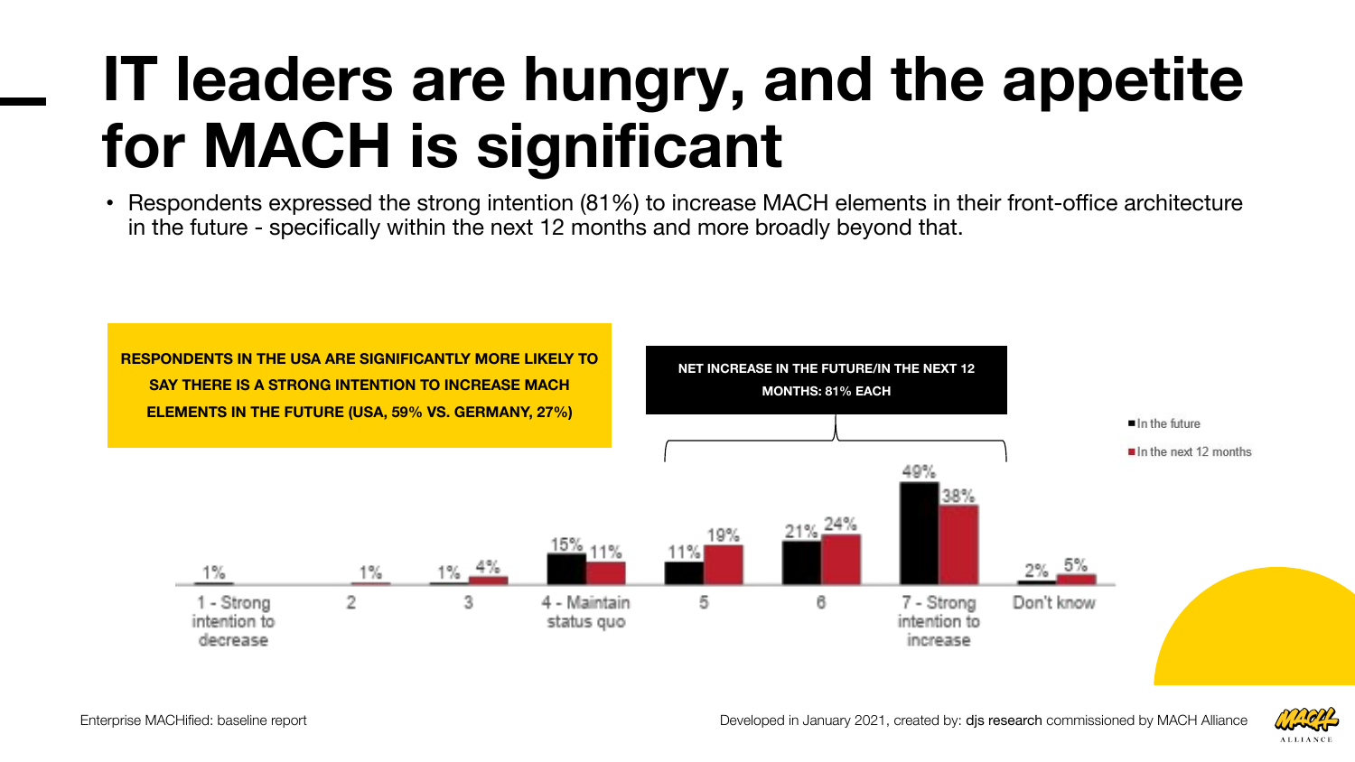# IT leaders are hungry, and the appetite for MACH is significant

- Respondents expressed the strong intention (81%) to increase MACH elements in their front-office architecture in the future - specifically within the next 12 months and more broadly beyond that.

**RESPONDENTS IN THE USA ARE SIGNIFICANTLY MORE LIKELY TO SAY THERE IS A STRONG INTENTION TO INCREASE MACH ELEMENTS IN THE FUTURE (USA, 59% VS. GERMANY, 27%)**

**NET INCREASE IN THE FUTURE/IN THE NEXT 12 MONTHS: 81% EACH**

| | In the future | In the next 12 months |
|---|---|---|
| 1 - Strong intention to decrease | 1% | |
| 2 | | 1% |
| 3 | 1% | 4% |
| 4 - Maintain status quo | 15% | 11% |
| 5 | 11% | 19% |
| 6 | 21% | 24% |
| 7 - Strong intention to increase | 49% | 38% |
| Don't know | 2% | 5% |

Enterprise MACHified: baseline report

Developed in January 2021, created by: djs research commissioned by MACH Alliance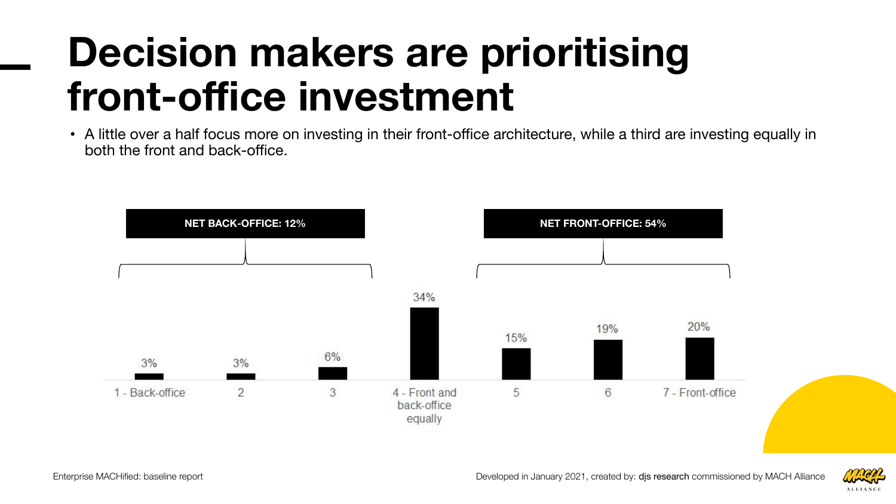# Decision makers are prioritising front-office investment

- A little over a half focus more on investing in their front-office architecture, while a third are investing equally in both the front and back-office.

NET BACK-OFFICE: 12%

NET FRONT-OFFICE: 54%

| 1 - Back-office | 2 | 3 | 4 - Front and back-office equally | 5 | 6 | 7 - Front-office |
|---|---|---|---|---|---|---|
| 3% | 3% | 6% | 34% | 15% | 19% | 20% |

Enterprise MACHified: baseline report

Developed in January 2021, created by: djs research commissioned by MACH Alliance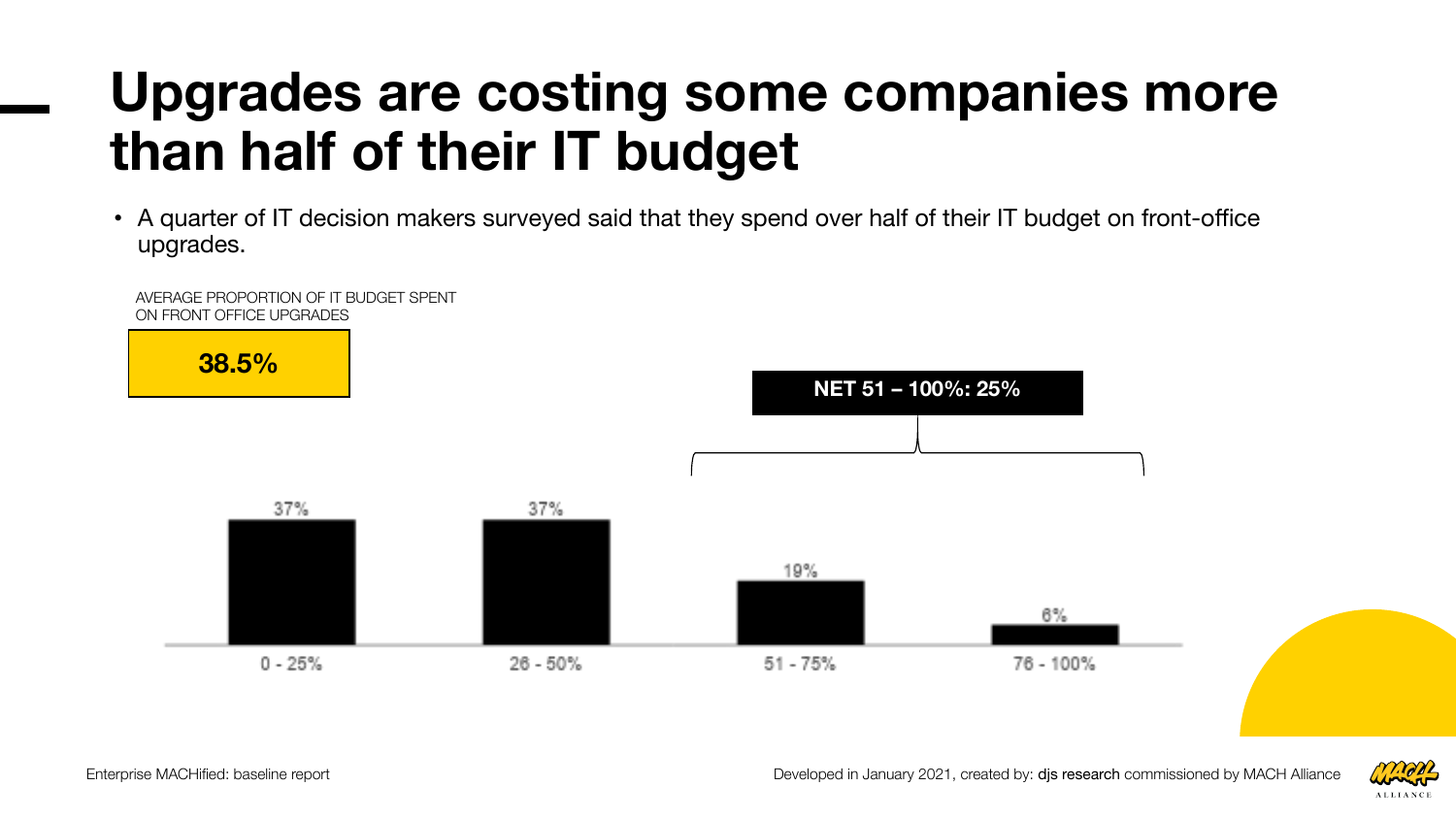# Upgrades are costing some companies more than half of their IT budget

- A quarter of IT decision makers surveyed said that they spend over half of their IT budget on front-office upgrades.

AVERAGE PROPORTION OF IT BUDGET SPENT ON FRONT OFFICE UPGRADES

**38.5%**

**NET 51 – 100%: 25%**

| 0 - 25% | 26 - 50% | 51 - 75% | 76 - 100% |
|---|---|---|---|
| 37% | 37% | 19% | 6% |

Enterprise MACHified: baseline report

Developed in January 2021, created by: djs research commissioned by MACH Alliance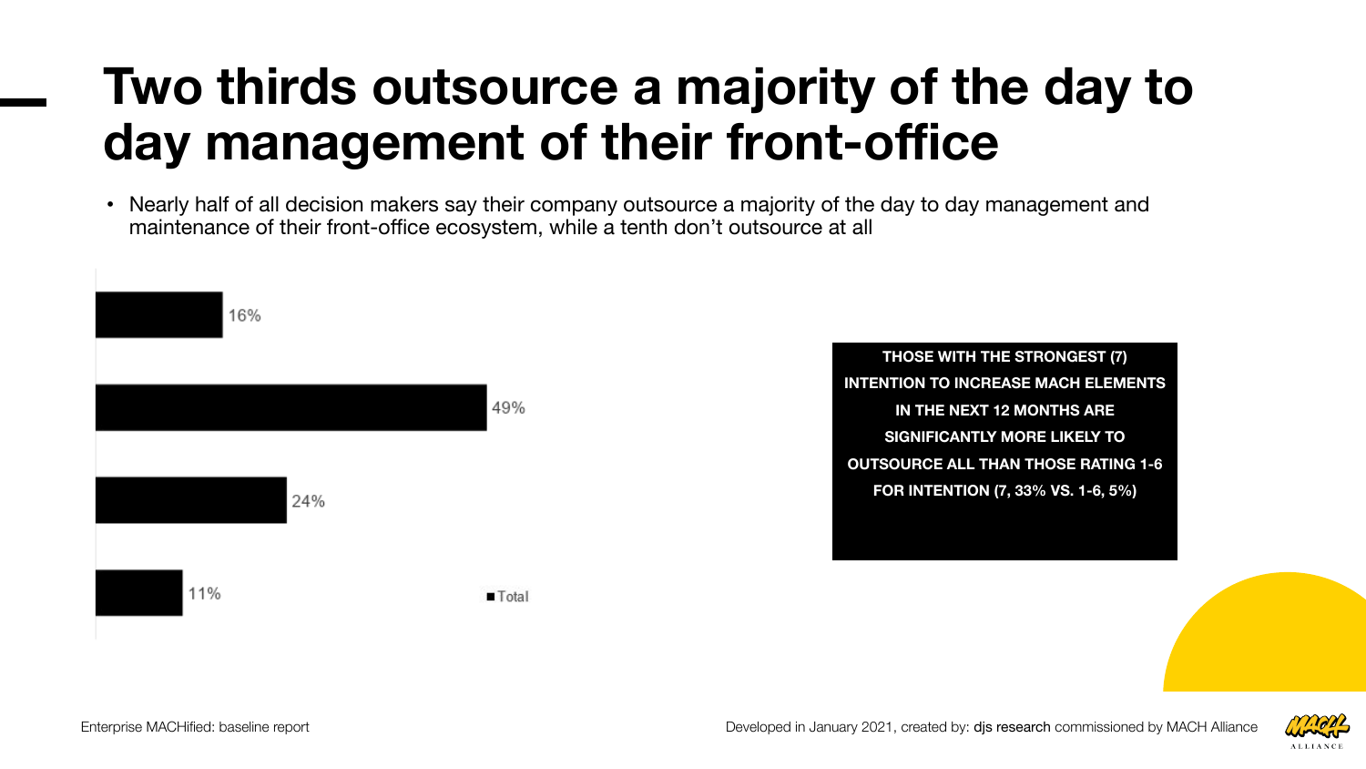# Two thirds outsource a majority of the day to day management of their front-office

- Nearly half of all decision makers say their company outsource a majority of the day to day management and maintenance of their front-office ecosystem, while a tenth don't outsource at all

| | Total |
|---|---|
| | 16% |
| | 49% |
| | 24% |
| | 11% |

**THOSE WITH THE STRONGEST (7) INTENTION TO INCREASE MACH ELEMENTS IN THE NEXT 12 MONTHS ARE SIGNIFICANTLY MORE LIKELY TO OUTSOURCE ALL THAN THOSE RATING 1-6 FOR INTENTION (7, 33% VS. 1-6, 5%)**

Enterprise MACHified: baseline report

Developed in January 2021, created by: djs research commissioned by MACH Alliance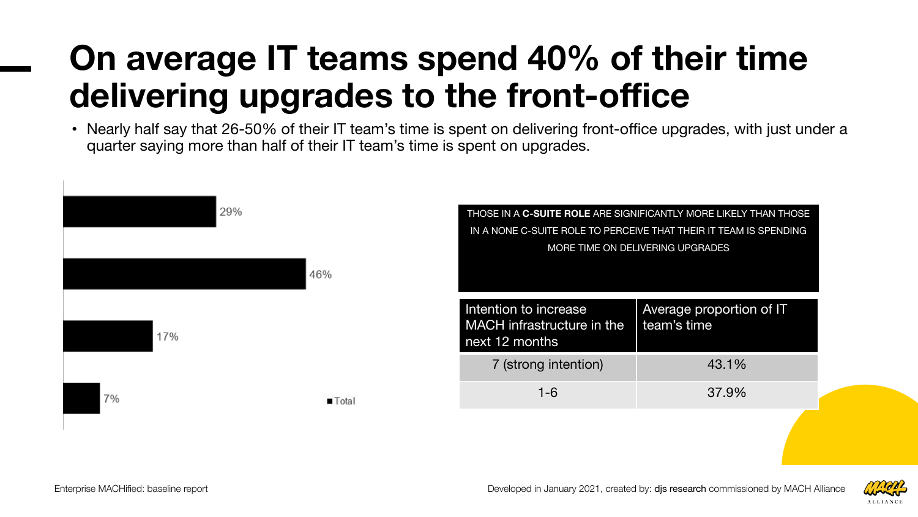# On average IT teams spend 40% of their time delivering upgrades to the front-office

- Nearly half say that 26-50% of their IT team's time is spent on delivering front-office upgrades, with just under a quarter saying more than half of their IT team's time is spent on upgrades.

29%

46%

17%

7%

■ Total

THOSE IN A **C-SUITE ROLE** ARE SIGNIFICANTLY MORE LIKELY THAN THOSE IN A NONE C-SUITE ROLE TO PERCEIVE THAT THEIR IT TEAM IS SPENDING MORE TIME ON DELIVERING UPGRADES

| Intention to increase MACH infrastructure in the next 12 months | Average proportion of IT team's time |
|---|---|
| 7 (strong intention) | 43.1% |
| 1-6 | 37.9% |

Enterprise MACHified: baseline report

Developed in January 2021, created by: djs research commissioned by MACH Alliance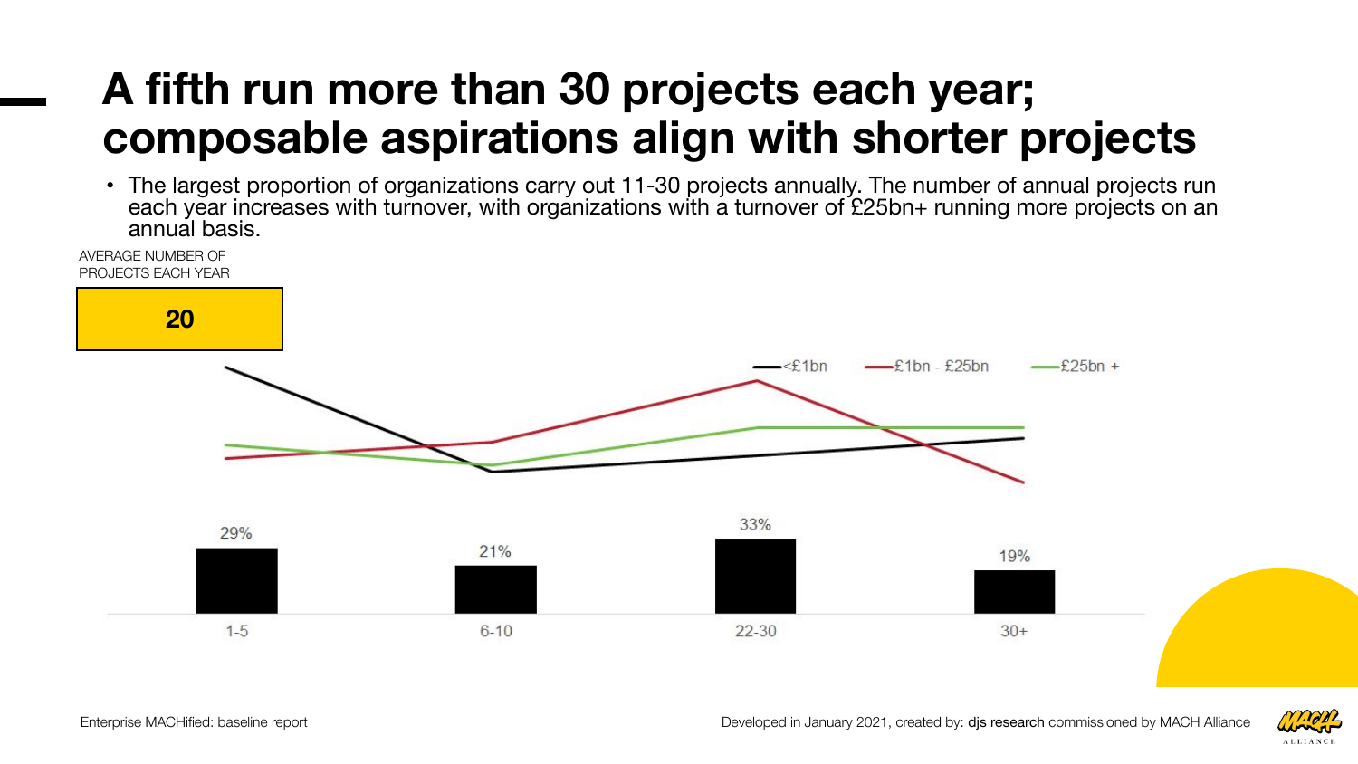# A fifth run more than 30 projects each year; composable aspirations align with shorter projects

- The largest proportion of organizations carry out 11-30 projects annually. The number of annual projects run each year increases with turnover, with organizations with a turnover of £25bn+ running more projects on an annual basis.

AVERAGE NUMBER OF PROJECTS EACH YEAR

**20**

<£1bn — £1bn - £25bn — £25bn +

| 1-5 | 6-10 | 22-30 | 30+ |
|---|---|---|---|
| 29% | 21% | 33% | 19% |

Enterprise MACHified: baseline report

Developed in January 2021, created by: djs research commissioned by MACH Alliance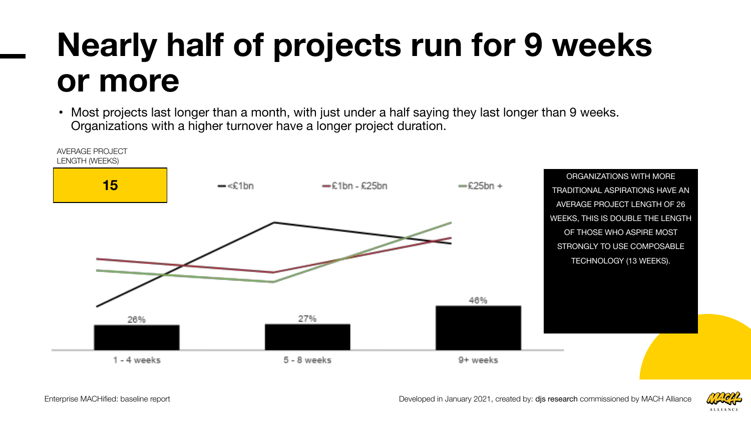# Nearly half of projects run for 9 weeks or more

- Most projects last longer than a month, with just under a half saying they last longer than 9 weeks. Organizations with a higher turnover have a longer project duration.

AVERAGE PROJECT LENGTH (WEEKS)

**15**

<£1bn — £1bn - £25bn — £25bn +

| 1 - 4 weeks | 5 - 8 weeks | 9+ weeks |
|---|---|---|
| 26% | 27% | 46% |

ORGANIZATIONS WITH MORE TRADITIONAL ASPIRATIONS HAVE AN AVERAGE PROJECT LENGTH OF 26 WEEKS, THIS IS DOUBLE THE LENGTH OF THOSE WHO ASPIRE MOST STRONGLY TO USE COMPOSABLE TECHNOLOGY (13 WEEKS).

Enterprise MACHified: baseline report

Developed in January 2021, created by: djs research commissioned by MACH Alliance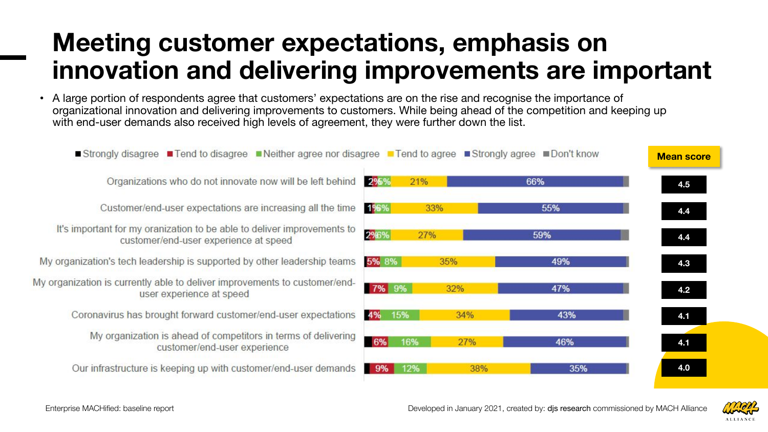# Meeting customer expectations, emphasis on innovation and delivering improvements are important

- A large portion of respondents agree that customers' expectations are on the rise and recognise the importance of organizational innovation and delivering improvements to customers. While being ahead of the competition and keeping up with end-user demands also received high levels of agreement, they were further down the list.

| Statement | Strongly disagree | Tend to disagree | Neither agree nor disagree | Tend to agree | Strongly agree | Don't know | Mean score |
|---|---|---|---|---|---|---|---|
| Organizations who do not innovate now will be left behind | | 2% | 6% | 21% | 66% | | 4.5 |
| Customer/end-user expectations are increasing all the time | 1% | | 6% | 33% | 55% | | 4.4 |
| It's important for my oranization to be able to deliver improvements to customer/end-user experience at speed | | 2% | 6% | 27% | 59% | | 4.4 |
| My organization's tech leadership is supported by other leadership teams | | 5% | 8% | 35% | 49% | | 4.3 |
| My organization is currently able to deliver improvements to customer/end-user experience at speed | | 7% | 9% | 32% | 47% | | 4.2 |
| Coronavirus has brought forward customer/end-user expectations | | 4% | 15% | 34% | 43% | | 4.1 |
| My organization is ahead of competitors in terms of delivering customer/end-user experience | | 6% | 16% | 27% | 46% | | 4.1 |
| Our infrastructure is keeping up with customer/end-user demands | | 9% | 12% | 38% | 35% | | 4.0 |

Enterprise MACHified: baseline report

Developed in January 2021, created by: djs research commissioned by MACH Alliance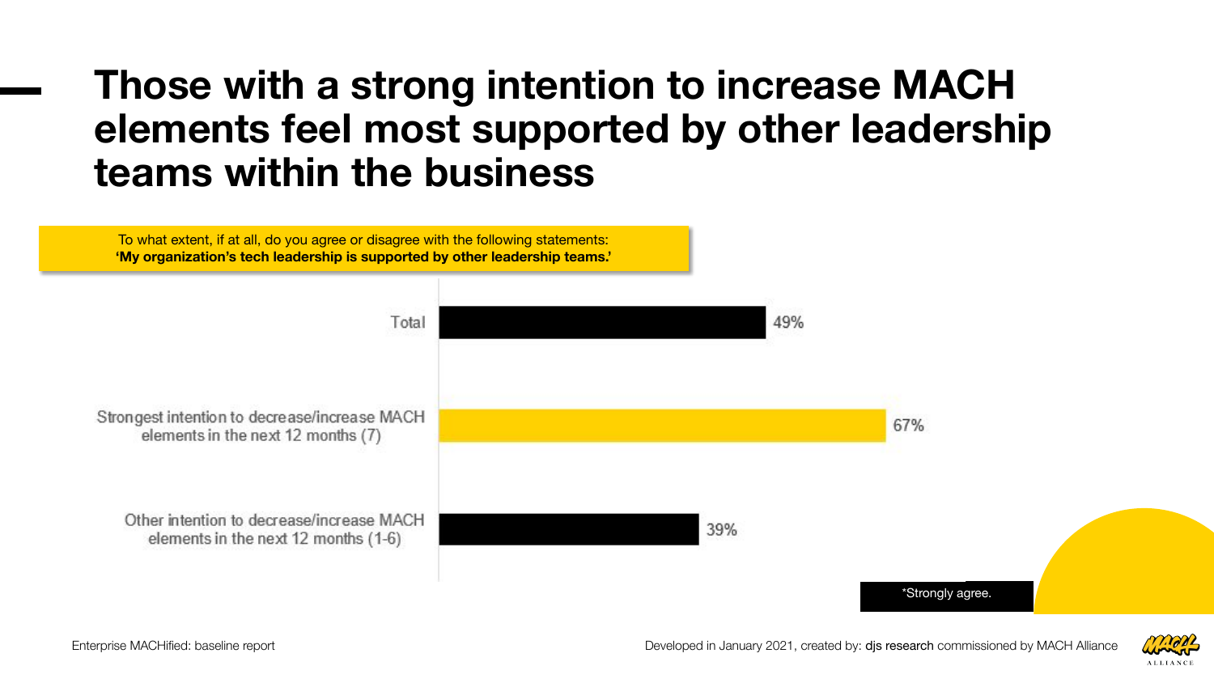# Those with a strong intention to increase MACH elements feel most supported by other leadership teams within the business

To what extent, if at all, do you agree or disagree with the following statements:
**'My organization's tech leadership is supported by other leadership teams.'**

| | |
|---|---|
| Total | 49% |
| Strongest intention to decrease/increase MACH elements in the next 12 months (7) | 67% |
| Other intention to decrease/increase MACH elements in the next 12 months (1-6) | 39% |

*Strongly agree.

Enterprise MACHified: baseline report

Developed in January 2021, created by: djs research commissioned by MACH Alliance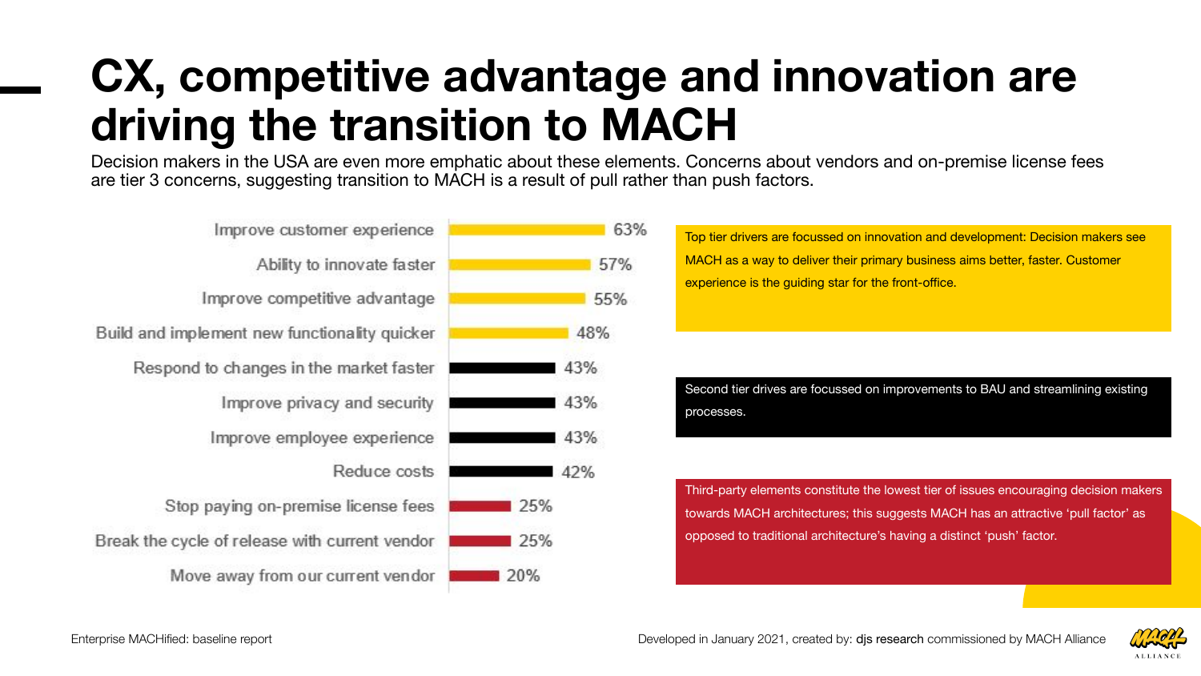# CX, competitive advantage and innovation are driving the transition to MACH

Decision makers in the USA are even more emphatic about these elements. Concerns about vendors and on-premise license fees are tier 3 concerns, suggesting transition to MACH is a result of pull rather than push factors.

| Driver | % |
| --- | --- |
| Improve customer experience | 63% |
| Ability to innovate faster | 57% |
| Improve competitive advantage | 55% |
| Build and implement new functionality quicker | 48% |
| Respond to changes in the market faster | 43% |
| Improve privacy and security | 43% |
| Improve employee experience | 43% |
| Reduce costs | 42% |
| Stop paying on-premise license fees | 25% |
| Break the cycle of release with current vendor | 25% |
| Move away from our current vendor | 20% |

Top tier drivers are focussed on innovation and development: Decision makers see MACH as a way to deliver their primary business aims better, faster. Customer experience is the guiding star for the front-office.

Second tier drives are focussed on improvements to BAU and streamlining existing processes.

Third-party elements constitute the lowest tier of issues encouraging decision makers towards MACH architectures; this suggests MACH has an attractive 'pull factor' as opposed to traditional architecture's having a distinct 'push' factor.

Enterprise MACHified: baseline report

Developed in January 2021, created by: djs research commissioned by MACH Alliance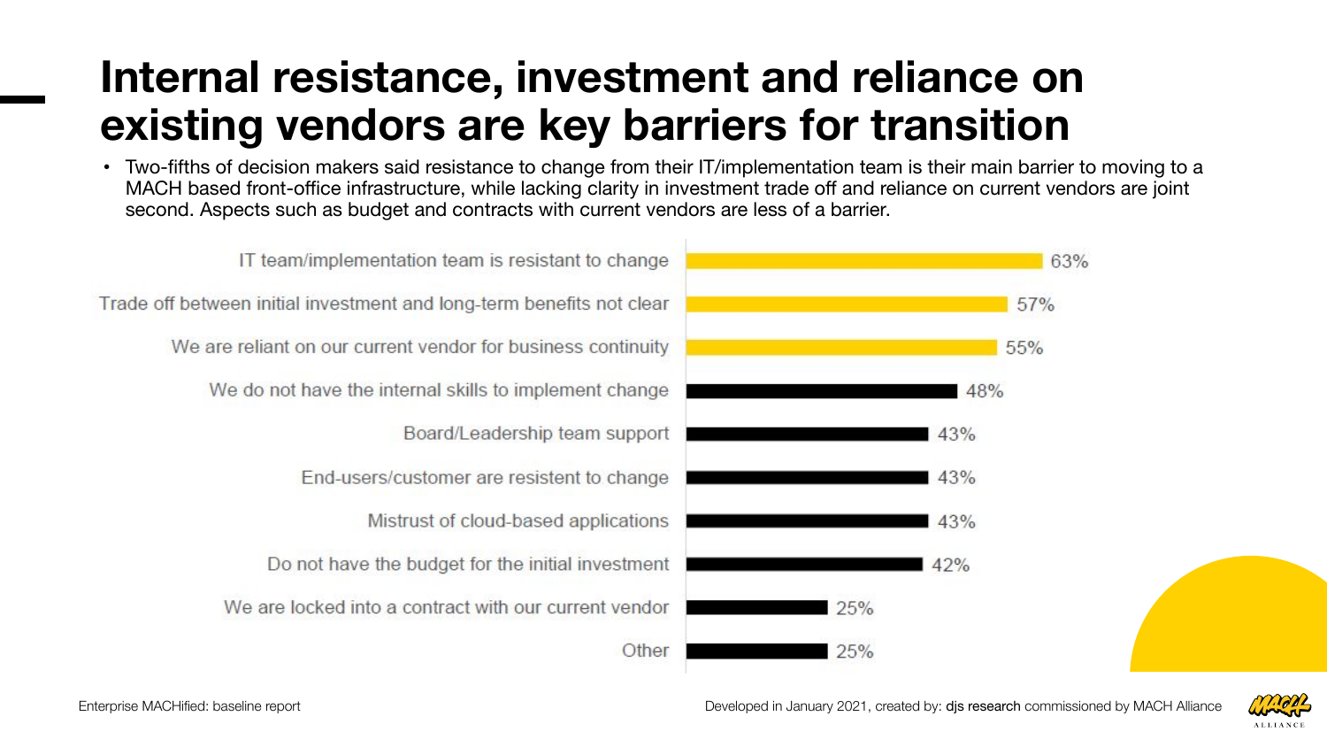# Internal resistance, investment and reliance on existing vendors are key barriers for transition

- Two-fifths of decision makers said resistance to change from their IT/implementation team is their main barrier to moving to a MACH based front-office infrastructure, while lacking clarity in investment trade off and reliance on current vendors are joint second. Aspects such as budget and contracts with current vendors are less of a barrier.

| Barrier | % |
|---|---|
| IT team/implementation team is resistant to change | 63% |
| Trade off between initial investment and long-term benefits not clear | 57% |
| We are reliant on our current vendor for business continuity | 55% |
| We do not have the internal skills to implement change | 48% |
| Board/Leadership team support | 43% |
| End-users/customer are resistent to change | 43% |
| Mistrust of cloud-based applications | 43% |
| Do not have the budget for the initial investment | 42% |
| We are locked into a contract with our current vendor | 25% |
| Other | 25% |

Enterprise MACHified: baseline report

Developed in January 2021, created by: djs research commissioned by MACH Alliance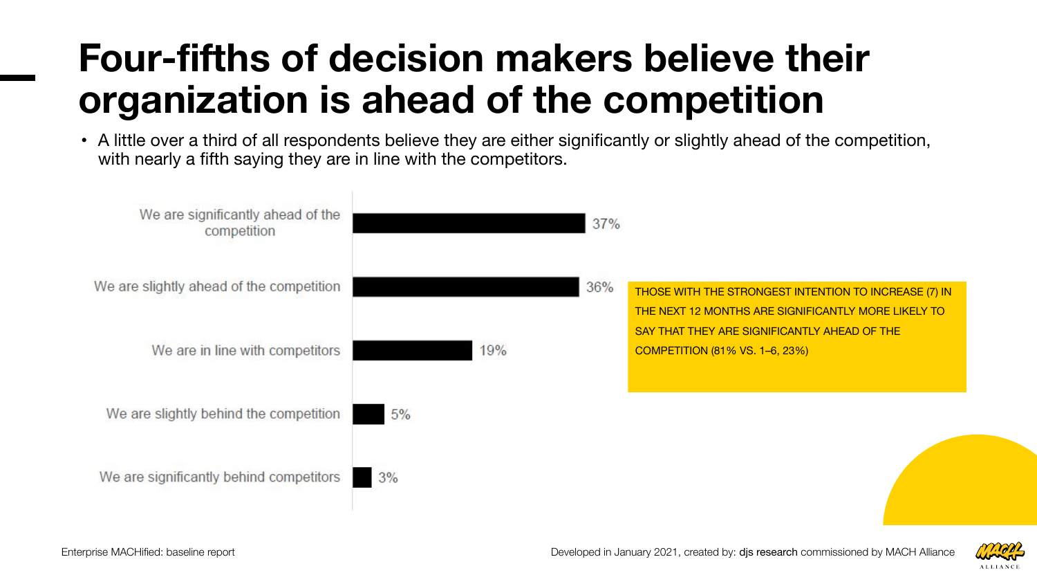# Four-fifths of decision makers believe their organization is ahead of the competition

- A little over a third of all respondents believe they are either significantly or slightly ahead of the competition, with nearly a fifth saying they are in line with the competitors.

| Response | % |
|---|---|
| We are significantly ahead of the competition | 37% |
| We are slightly ahead of the competition | 36% |
| We are in line with competitors | 19% |
| We are slightly behind the competition | 5% |
| We are significantly behind competitors | 3% |

THOSE WITH THE STRONGEST INTENTION TO INCREASE (7) IN THE NEXT 12 MONTHS ARE SIGNIFICANTLY MORE LIKELY TO SAY THAT THEY ARE SIGNIFICANTLY AHEAD OF THE COMPETITION (81% VS. 1–6, 23%)

Enterprise MACHified: baseline report

Developed in January 2021, created by: djs research commissioned by MACH Alliance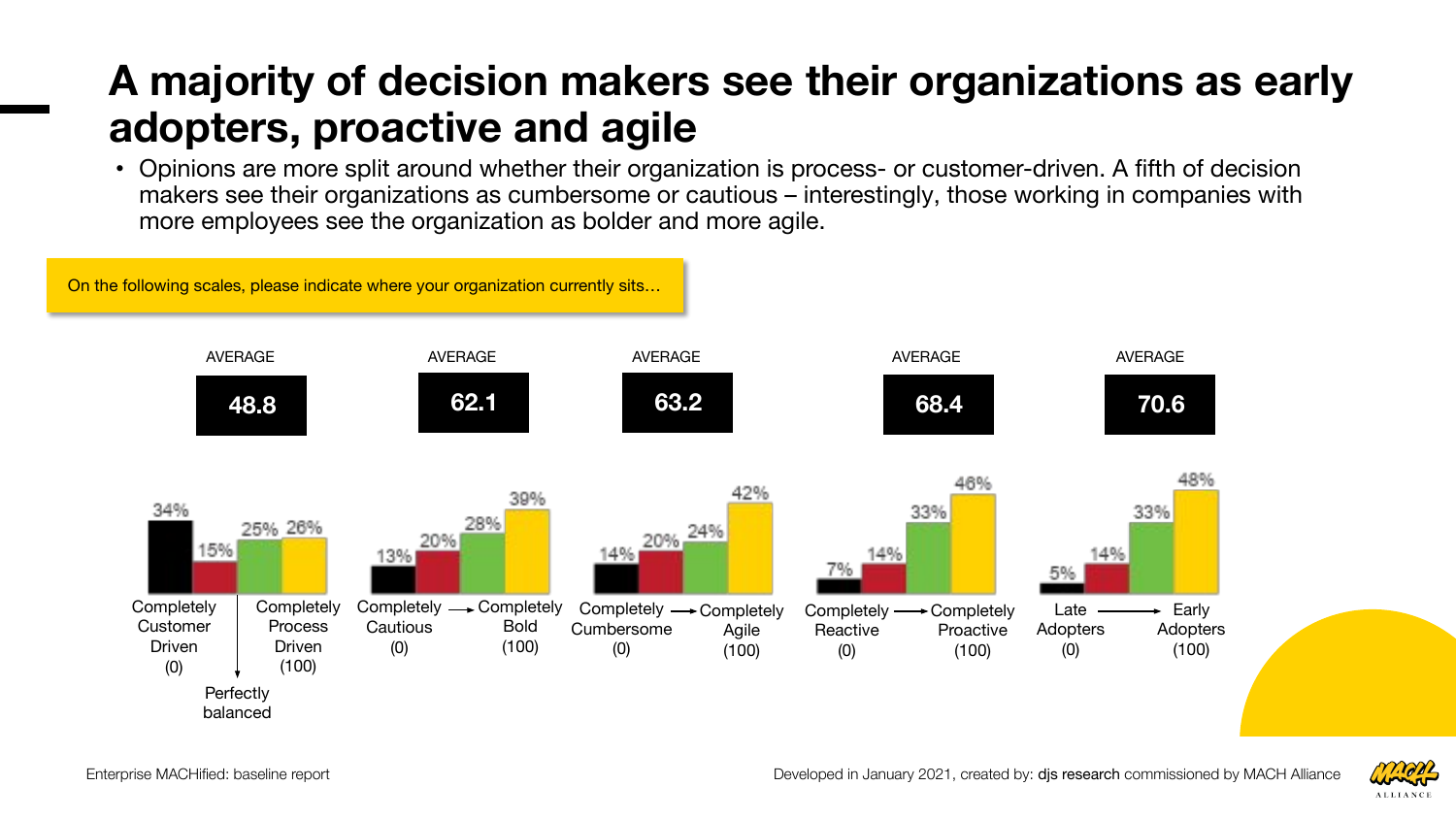# A majority of decision makers see their organizations as early adopters, proactive and agile

- Opinions are more split around whether their organization is process- or customer-driven. A fifth of decision makers see their organizations as cumbersome or cautious – interestingly, those working in companies with more employees see the organization as bolder and more agile.

On the following scales, please indicate where your organization currently sits…

| Scale (0 → 100) | AVERAGE | 1 | 2 | 3 | 4 |
|---|---|---|---|---|---|
| Completely Customer Driven (0) → Completely Process Driven (100); midpoint: Perfectly balanced | 48.8 | 34% | 15% | 25% | 26% |
| Completely Cautious (0) → Completely Bold (100) | 62.1 | 13% | 20% | 28% | 39% |
| Completely Cumbersome (0) → Completely Agile (100) | 63.2 | 14% | 20% | 24% | 42% |
| Completely Reactive (0) → Completely Proactive (100) | 68.4 | 7% | 14% | 33% | 46% |
| Late Adopters (0) → Early Adopters (100) | 70.6 | 5% | 14% | 33% | 48% |

Enterprise MACHified: baseline report

Developed in January 2021, created by: djs research commissioned by MACH Alliance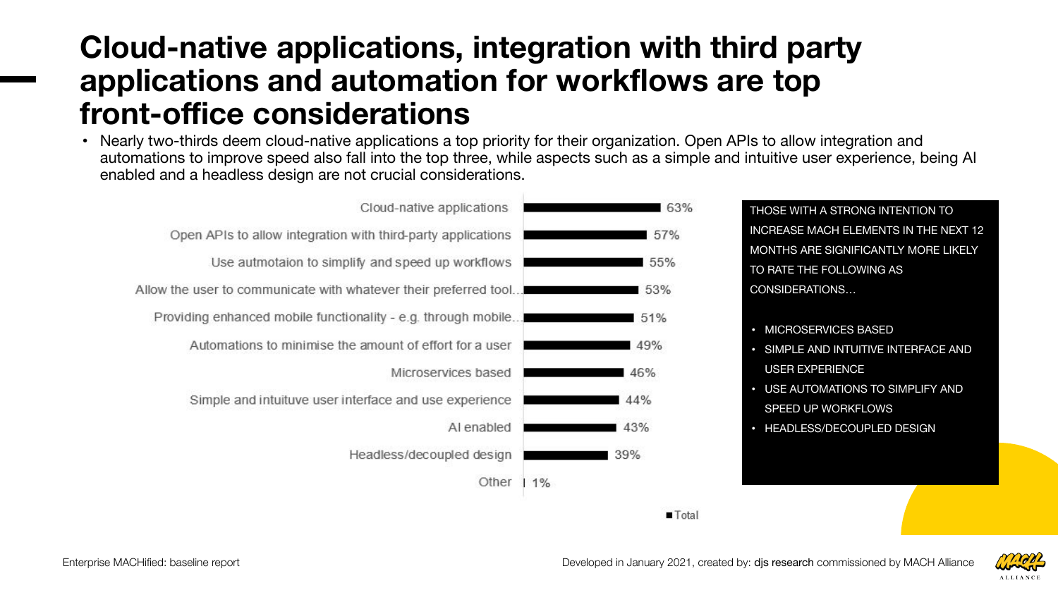# Cloud-native applications, integration with third party applications and automation for workflows are top front-office considerations

- Nearly two-thirds deem cloud-native applications a top priority for their organization. Open APIs to allow integration and automations to improve speed also fall into the top three, while aspects such as a simple and intuitive user experience, being AI enabled and a headless design are not crucial considerations.

| Consideration | Total |
|---|---|
| Cloud-native applications | 63% |
| Open APIs to allow integration with third-party applications | 57% |
| Use autmotaion to simplify and speed up workflows | 55% |
| Allow the user to communicate with whatever their preferred tool… | 53% |
| Providing enhanced mobile functionality - e.g. through mobile… | 51% |
| Automations to minimise the amount of effort for a user | 49% |
| Microservices based | 46% |
| Simple and intuituve user interface and use experience | 44% |
| AI enabled | 43% |
| Headless/decoupled design | 39% |
| Other | 1% |

THOSE WITH A STRONG INTENTION TO INCREASE MACH ELEMENTS IN THE NEXT 12 MONTHS ARE SIGNIFICANTLY MORE LIKELY TO RATE THE FOLLOWING AS CONSIDERATIONS…

- MICROSERVICES BASED
- SIMPLE AND INTUITIVE INTERFACE AND USER EXPERIENCE
- USE AUTOMATIONS TO SIMPLIFY AND SPEED UP WORKFLOWS
- HEADLESS/DECOUPLED DESIGN

Enterprise MACHified: baseline report

Developed in January 2021, created by: djs research commissioned by MACH Alliance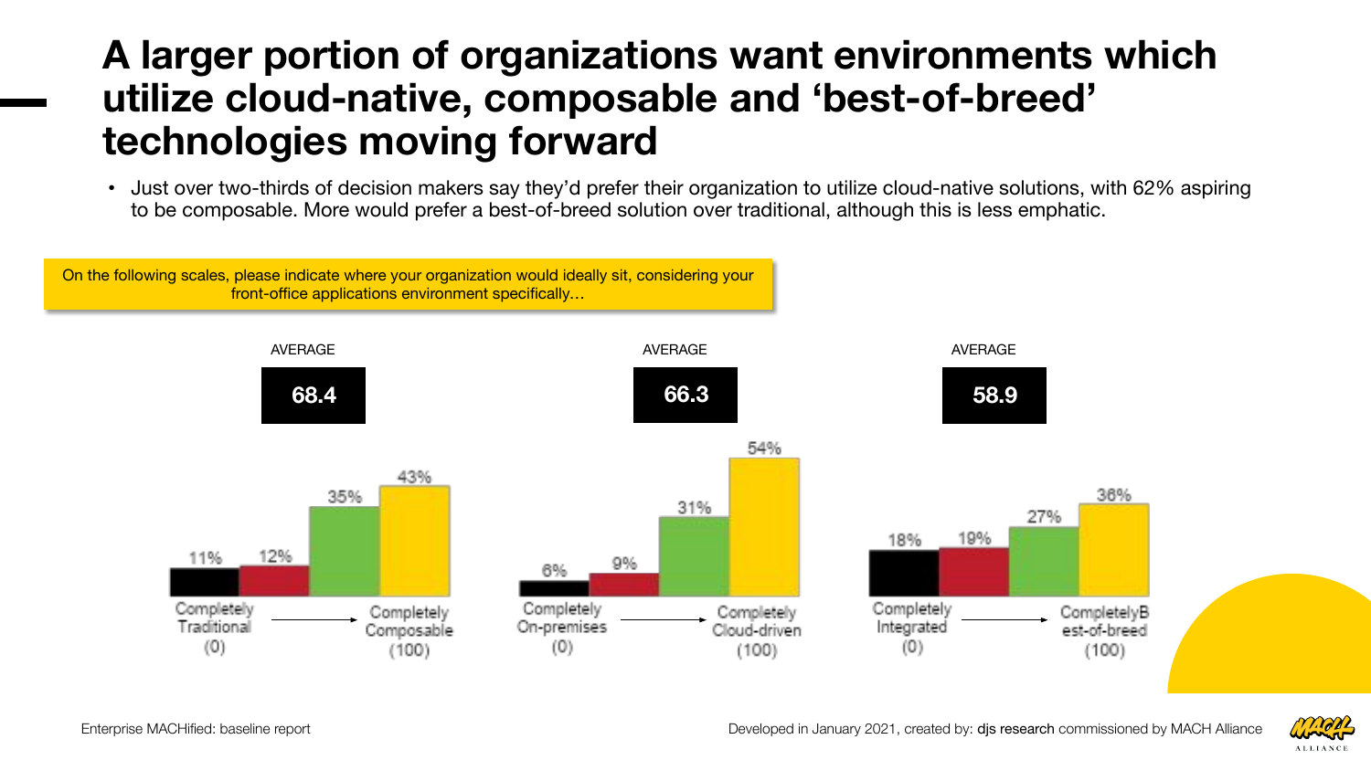# A larger portion of organizations want environments which utilize cloud-native, composable and 'best-of-breed' technologies moving forward

- Just over two-thirds of decision makers say they'd prefer their organization to utilize cloud-native solutions, with 62% aspiring to be composable. More would prefer a best-of-breed solution over traditional, although this is less emphatic.

On the following scales, please indicate where your organization would ideally sit, considering your front-office applications environment specifically…

| Scale | AVERAGE | | | | |
|---|---|---|---|---|---|
| Completely Traditional (0) → Completely Composable (100) | 68.4 | 11% | 12% | 35% | 43% |
| Completely On-premises (0) → Completely Cloud-driven (100) | 66.3 | 6% | 9% | 31% | 54% |
| Completely Integrated (0) → Completely Best-of-breed (100) | 58.9 | 18% | 19% | 27% | 36% |

Enterprise MACHified: baseline report

Developed in January 2021, created by: djs research commissioned by MACH Alliance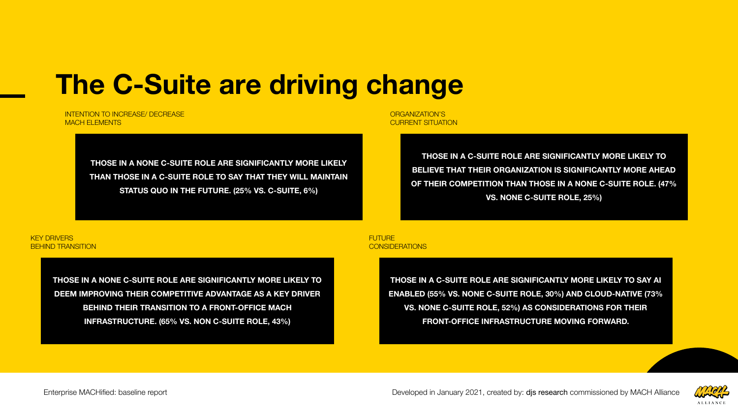# The C-Suite are driving change

INTENTION TO INCREASE/ DECREASE MACH ELEMENTS

**THOSE IN A NONE C-SUITE ROLE ARE SIGNIFICANTLY MORE LIKELY THAN THOSE IN A C-SUITE ROLE TO SAY THAT THEY WILL MAINTAIN STATUS QUO IN THE FUTURE. (25% VS. C-SUITE, 6%)**

ORGANIZATION'S CURRENT SITUATION

**THOSE IN A C-SUITE ROLE ARE SIGNIFICANTLY MORE LIKELY TO BELIEVE THAT THEIR ORGANIZATION IS SIGNIFICANTLY MORE AHEAD OF THEIR COMPETITION THAN THOSE IN A NONE C-SUITE ROLE. (47% VS. NONE C-SUITE ROLE, 25%)**

KEY DRIVERS BEHIND TRANSITION

**THOSE IN A NONE C-SUITE ROLE ARE SIGNIFICANTLY MORE LIKELY TO DEEM IMPROVING THEIR COMPETITIVE ADVANTAGE AS A KEY DRIVER BEHIND THEIR TRANSITION TO A FRONT-OFFICE MACH INFRASTRUCTURE. (65% VS. NON C-SUITE ROLE, 43%)**

FUTURE CONSIDERATIONS

**THOSE IN A C-SUITE ROLE ARE SIGNIFICANTLY MORE LIKELY TO SAY AI ENABLED (55% VS. NONE C-SUITE ROLE, 30%) AND CLOUD-NATIVE (73% VS. NONE C-SUITE ROLE, 52%) AS CONSIDERATIONS FOR THEIR FRONT-OFFICE INFRASTRUCTURE MOVING FORWARD.**

Enterprise MACHified: baseline report

Developed in January 2021, created by: djs research commissioned by MACH Alliance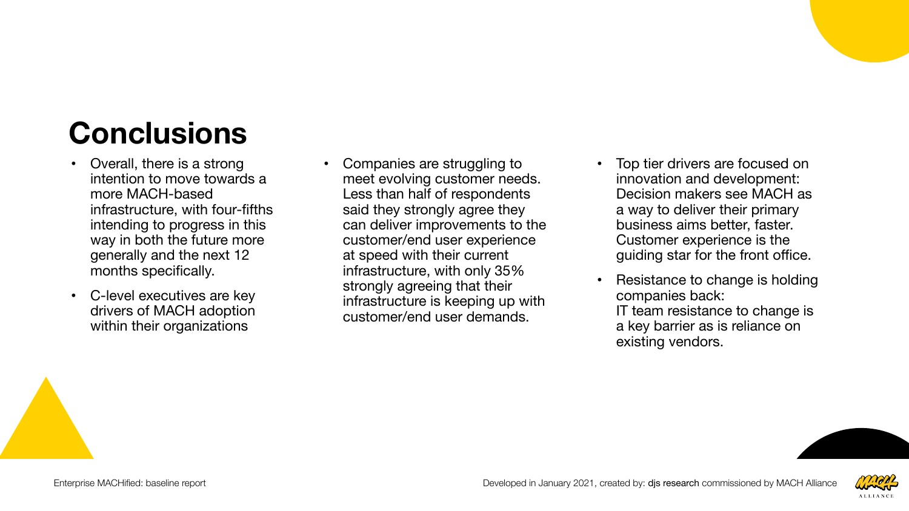# Conclusions

- Overall, there is a strong intention to move towards a more MACH-based infrastructure, with four-fifths intending to progress in this way in both the future more generally and the next 12 months specifically.
- C-level executives are key drivers of MACH adoption within their organizations
- Companies are struggling to meet evolving customer needs. Less than half of respondents said they strongly agree they can deliver improvements to the customer/end user experience at speed with their current infrastructure, with only 35% strongly agreeing that their infrastructure is keeping up with customer/end user demands.
- Top tier drivers are focused on innovation and development: Decision makers see MACH as a way to deliver their primary business aims better, faster. Customer experience is the guiding star for the front office.
- Resistance to change is holding companies back:
  IT team resistance to change is a key barrier as is reliance on existing vendors.